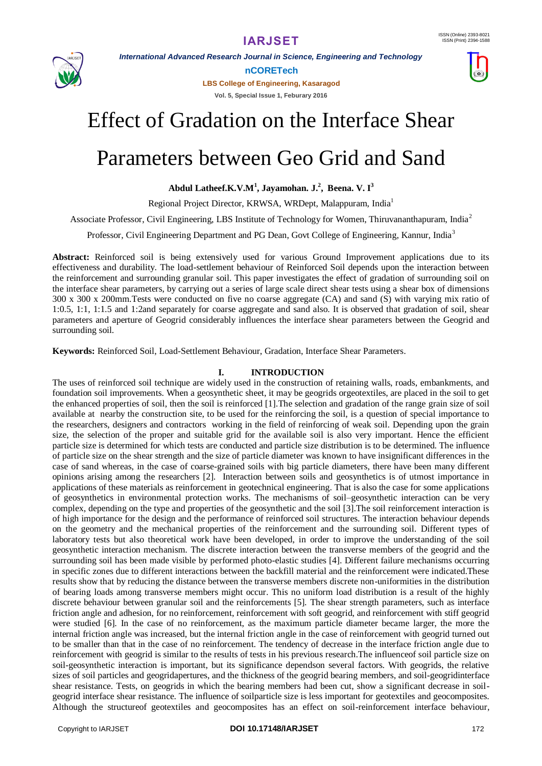# Effect of Gradation on the Interface Shear Parameters between Geo Grid and Sand

**Abdul Latheef.K.V.M[1], Jayamohan. J.[2], Beena. V. I[3]**

Regional Project Director, KRWSA, WRDept, Malappuram, India[1]

Associate Professor, Civil Engineering, LBS Institute of Technology for Women, Thiruvananthapuram, India[2]

Professor, Civil Engineering Department and PG Dean, Govt College of Engineering, Kannur, India[3]

**Abstract:** Reinforced soil is being extensively used for various Ground Improvement applications due to its effectiveness and durability. The load-settlement behaviour of Reinforced Soil depends upon the interaction between the reinforcement and surrounding granular soil. This paper investigates the effect of gradation of surrounding soil on the interface shear parameters, by carrying out a series of large scale direct shear tests using a shear box of dimensions 300 x 300 x 200mm.Tests were conducted on five no coarse aggregate (CA) and sand (S) with varying mix ratio of 1:0.5, 1:1, 1:1.5 and 1:2and separately for coarse aggregate and sand also. It is observed that gradation of soil, shear parameters and aperture of Geogrid considerably influences the interface shear parameters between the Geogrid and surrounding soil.

**Keywords:** Reinforced Soil, Load-Settlement Behaviour, Gradation, Interface Shear Parameters.

## I. INTRODUCTION

The uses of reinforced soil technique are widely used in the construction of retaining walls, roads, embankments, and foundation soil improvements. When a geosynthetic sheet, it may be geogrids orgeotextiles, are placed in the soil to get the enhanced properties of soil, then the soil is reinforced [1].The selection and gradation of the range grain size of soil available at nearby the construction site, to be used for the reinforcing the soil, is a question of special importance to the researchers, designers and contractors working in the field of reinforcing of weak soil. Depending upon the grain size, the selection of the proper and suitable grid for the available soil is also very important. Hence the efficient particle size is determined for which tests are conducted and particle size distribution is to be determined. The influence of particle size on the shear strength and the size of particle diameter was known to have insignificant differences in the case of sand whereas, in the case of coarse-grained soils with big particle diameters, there have been many different opinions arising among the researchers [2]. Interaction between soils and geosynthetics is of utmost importance in applications of these materials as reinforcement in geotechnical engineering. That is also the case for some applications of geosynthetics in environmental protection works. The mechanisms of soil–geosynthetic interaction can be very complex, depending on the type and properties of the geosynthetic and the soil [3].The soil reinforcement interaction is of high importance for the design and the performance of reinforced soil structures. The interaction behaviour depends on the geometry and the mechanical properties of the reinforcement and the surrounding soil. Different types of laboratory tests but also theoretical work have been developed, in order to improve the understanding of the soil geosynthetic interaction mechanism. The discrete interaction between the transverse members of the geogrid and the surrounding soil has been made visible by performed photo-elastic studies [4]. Different failure mechanisms occurring in specific zones due to different interactions between the backfill material and the reinforcement were indicated.These results show that by reducing the distance between the transverse members discrete non-uniformities in the distribution of bearing loads among transverse members might occur. This no uniform load distribution is a result of the highly discrete behaviour between granular soil and the reinforcements [5]. The shear strength parameters, such as interface friction angle and adhesion, for no reinforcement, reinforcement with soft geogrid, and reinforcement with stiff geogrid were studied [6]. In the case of no reinforcement, as the maximum particle diameter became larger, the more the internal friction angle was increased, but the internal friction angle in the case of reinforcement with geogrid turned out to be smaller than that in the case of no reinforcement. The tendency of decrease in the interface friction angle due to reinforcement with geogrid is similar to the results of tests in his previous research.The influenceof soil particle size on soil-geosynthetic interaction is important, but its significance dependson several factors. With geogrids, the relative sizes of soil particles and geogridapertures, and the thickness of the geogrid bearing members, and soil-geogridinterface shear resistance. Tests, on geogrids in which the bearing members had been cut, show a significant decrease in soil-geogrid interface shear resistance. The influence of soilparticle size is less important for geotextiles and geocomposites. Although the structureof geotextiles and geocomposites has an effect on soil-reinforcement interface behaviour,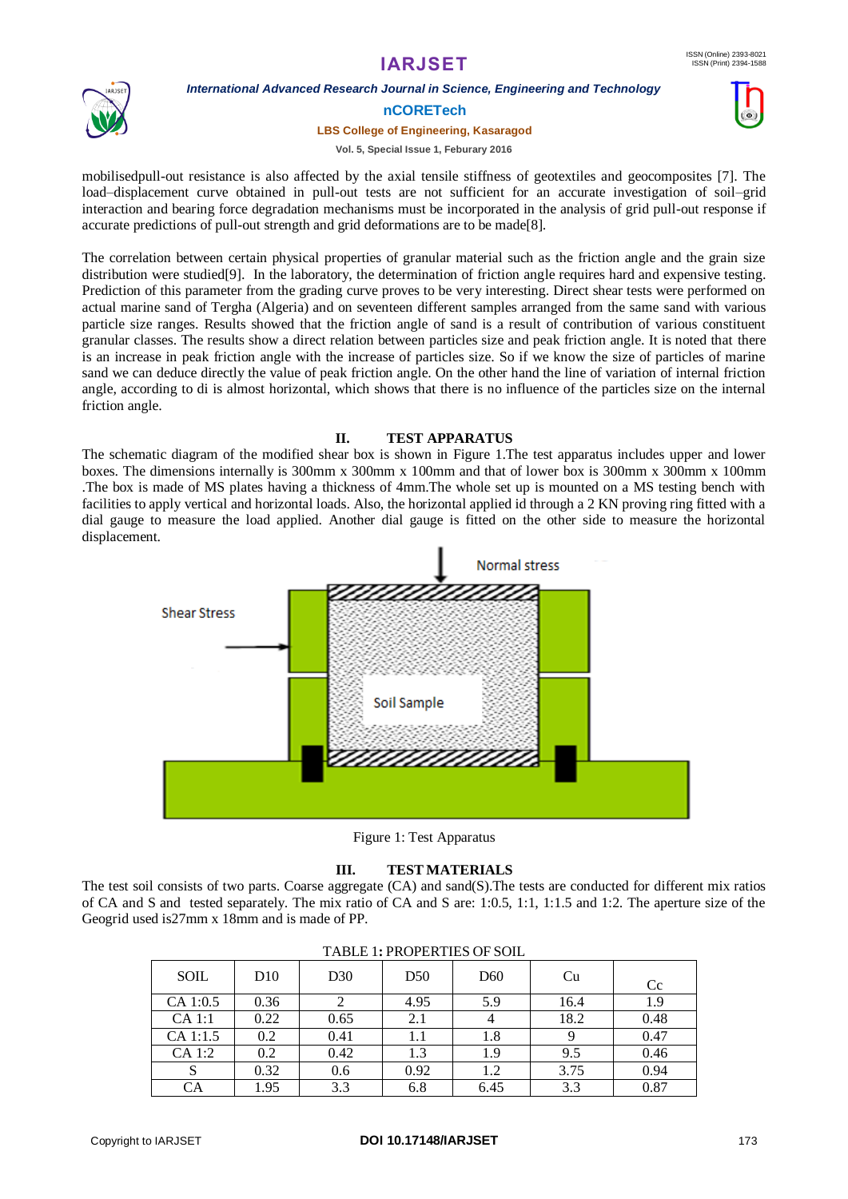mobilisedpull-out resistance is also affected by the axial tensile stiffness of geotextiles and geocomposites [7]. The load–displacement curve obtained in pull-out tests are not sufficient for an accurate investigation of soil–grid interaction and bearing force degradation mechanisms must be incorporated in the analysis of grid pull-out response if accurate predictions of pull-out strength and grid deformations are to be made[8].

The correlation between certain physical properties of granular material such as the friction angle and the grain size distribution were studied[9]. In the laboratory, the determination of friction angle requires hard and expensive testing. Prediction of this parameter from the grading curve proves to be very interesting. Direct shear tests were performed on actual marine sand of Tergha (Algeria) and on seventeen different samples arranged from the same sand with various particle size ranges. Results showed that the friction angle of sand is a result of contribution of various constituent granular classes. The results show a direct relation between particles size and peak friction angle. It is noted that there is an increase in peak friction angle with the increase of particles size. So if we know the size of particles of marine sand we can deduce directly the value of peak friction angle. On the other hand the line of variation of internal friction angle, according to di is almost horizontal, which shows that there is no influence of the particles size on the internal friction angle.

## II. TEST APPARATUS

The schematic diagram of the modified shear box is shown in Figure 1.The test apparatus includes upper and lower boxes. The dimensions internally is 300mm x 300mm x 100mm and that of lower box is 300mm x 300mm x 100mm .The box is made of MS plates having a thickness of 4mm.The whole set up is mounted on a MS testing bench with facilities to apply vertical and horizontal loads. Also, the horizontal applied id through a 2 KN proving ring fitted with a dial gauge to measure the load applied. Another dial gauge is fitted on the other side to measure the horizontal displacement.

Figure 1: Test Apparatus

## III. TEST MATERIALS

The test soil consists of two parts. Coarse aggregate (CA) and sand(S).The tests are conducted for different mix ratios of CA and S and tested separately. The mix ratio of CA and S are: 1:0.5, 1:1, 1:1.5 and 1:2. The aperture size of the Geogrid used is27mm x 18mm and is made of PP.

TABLE 1: PROPERTIES OF SOIL

| SOIL | D10 | D30 | D50 | D60 | Cu | Cc |
|---|---|---|---|---|---|---|
| CA 1:0.5 | 0.36 | 2 | 4.95 | 5.9 | 16.4 | 1.9 |
| CA 1:1 | 0.22 | 0.65 | 2.1 | 4 | 18.2 | 0.48 |
| CA 1:1.5 | 0.2 | 0.41 | 1.1 | 1.8 | 9 | 0.47 |
| CA 1:2 | 0.2 | 0.42 | 1.3 | 1.9 | 9.5 | 0.46 |
| S | 0.32 | 0.6 | 0.92 | 1.2 | 3.75 | 0.94 |
| CA | 1.95 | 3.3 | 6.8 | 6.45 | 3.3 | 0.87 |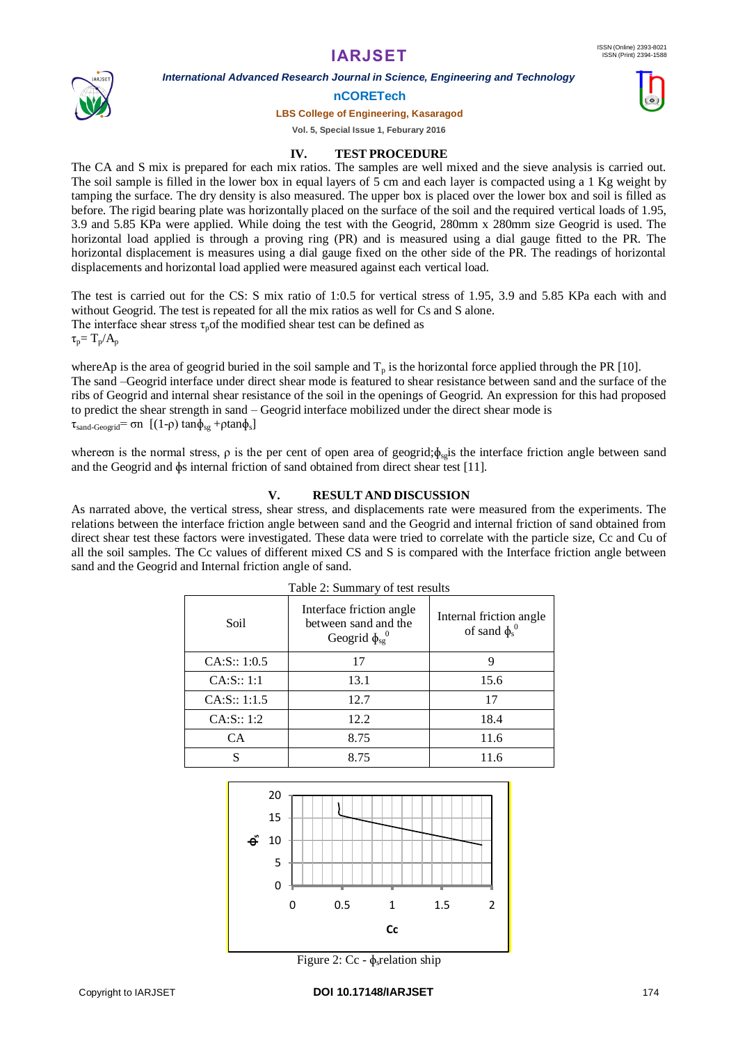## IV. TEST PROCEDURE

The CA and S mix is prepared for each mix ratios. The samples are well mixed and the sieve analysis is carried out. The soil sample is filled in the lower box in equal layers of 5 cm and each layer is compacted using a 1 Kg weight by tamping the surface. The dry density is also measured. The upper box is placed over the lower box and soil is filled as before. The rigid bearing plate was horizontally placed on the surface of the soil and the required vertical loads of 1.95, 3.9 and 5.85 KPa were applied. While doing the test with the Geogrid, 280mm x 280mm size Geogrid is used. The horizontal load applied is through a proving ring (PR) and is measured using a dial gauge fitted to the PR. The horizontal displacement is measures using a dial gauge fixed on the other side of the PR. The readings of horizontal displacements and horizontal load applied were measured against each vertical load.

The test is carried out for the CS: S mix ratio of 1:0.5 for vertical stress of 1.95, 3.9 and 5.85 KPa each with and without Geogrid. The test is repeated for all the mix ratios as well for Cs and S alone.
The interface shear stress $\tau_p$of the modified shear test can be defined as
$\tau_p = T_p/A_p$

whereAp is the area of geogrid buried in the soil sample and $T_p$ is the horizontal force applied through the PR [10].
The sand –Geogrid interface under direct shear mode is featured to shear resistance between sand and the surface of the ribs of Geogrid and internal shear resistance of the soil in the openings of Geogrid. An expression for this had proposed to predict the shear strength in sand – Geogrid interface mobilized under the direct shear mode is
$\tau_{sand\text{-}Geogrid} = \sigma n \; [(1\text{-}\rho) \tan\phi_{sg} + \rho \tan\phi_s]$

where$\sigma n$ is the normal stress, $\rho$ is the per cent of open area of geogrid;$\phi_{sg}$is the interface friction angle between sand and the Geogrid and $\phi s$ internal friction of sand obtained from direct shear test [11].

## V. RESULT AND DISCUSSION

As narrated above, the vertical stress, shear stress, and displacements rate were measured from the experiments. The relations between the interface friction angle between sand and the Geogrid and internal friction of sand obtained from direct shear test these factors were investigated. These data were tried to correlate with the particle size, Cc and Cu of all the soil samples. The Cc values of different mixed CS and S is compared with the Interface friction angle between sand and the Geogrid and Internal friction angle of sand.

Table 2: Summary of test results

| Soil | Interface friction angle between sand and the Geogrid $\phi_{sg}^0$ | Internal friction angle of sand $\phi_s^0$ |
|---|---|---|
| CA:S:: 1:0.5 | 17 | 9 |
| CA:S:: 1:1 | 13.1 | 15.6 |
| CA:S:: 1:1.5 | 12.7 | 17 |
| CA:S:: 1:2 | 12.2 | 18.4 |
| CA | 8.75 | 11.6 |
| S | 8.75 | 11.6 |

Figure 2: Cc - $\phi_s$relation ship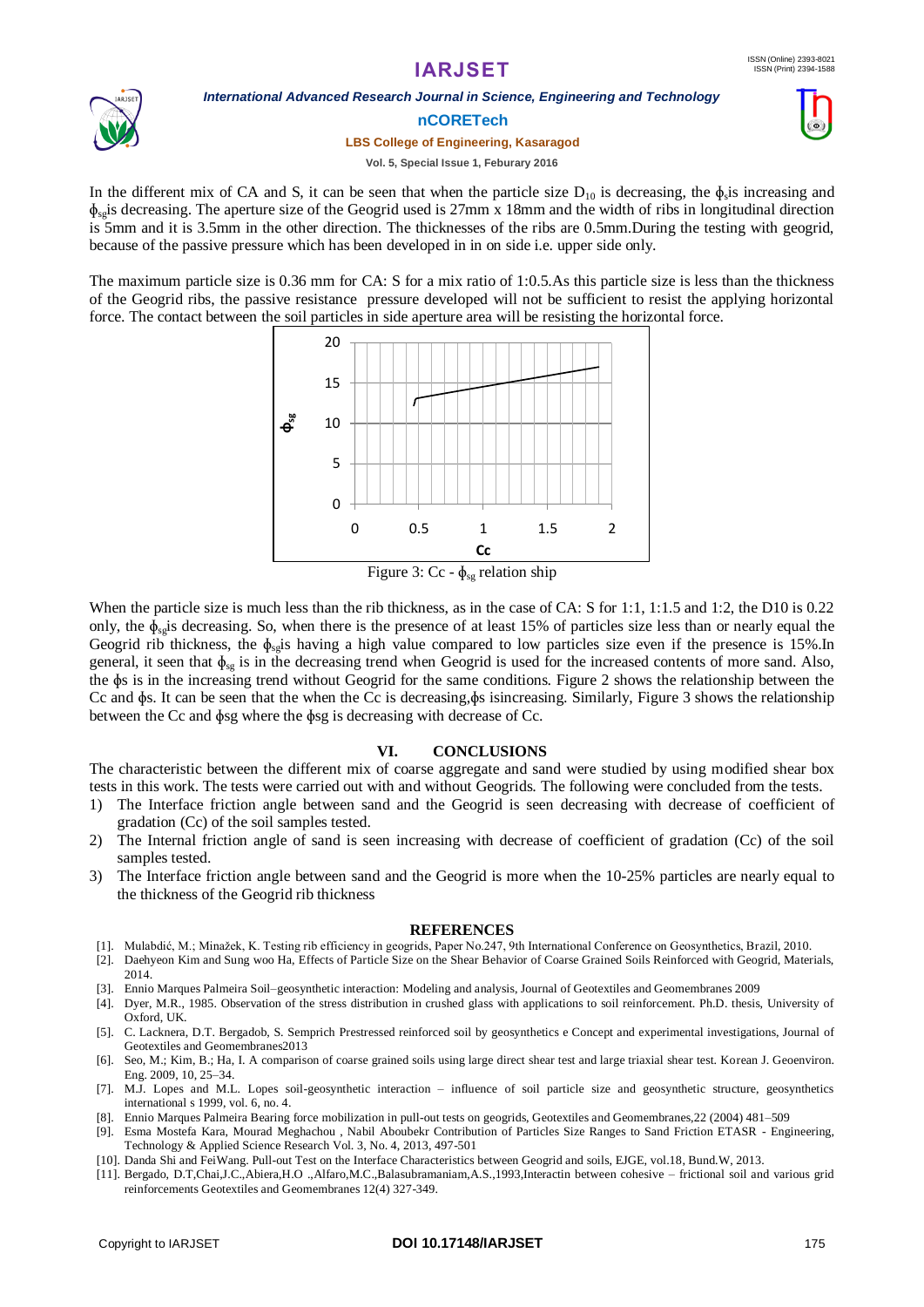In the different mix of CA and S, it can be seen that when the particle size $D_{10}$ is decreasing, the $\phi_s$ is increasing and $\phi_{sg}$ is decreasing. The aperture size of the Geogrid used is 27mm x 18mm and the width of ribs in longitudinal direction is 5mm and it is 3.5mm in the other direction. The thicknesses of the ribs are 0.5mm.During the testing with geogrid, because of the passive pressure which has been developed in in on side i.e. upper side only.

The maximum particle size is 0.36 mm for CA: S for a mix ratio of 1:0.5.As this particle size is less than the thickness of the Geogrid ribs, the passive resistance pressure developed will not be sufficient to resist the applying horizontal force. The contact between the soil particles in side aperture area will be resisting the horizontal force.

20
15
10
5
0
$\phi_{sg}$
0
0.5
1
1.5
2
Cc

Figure 3: Cc - $\phi_{sg}$ relation ship

When the particle size is much less than the rib thickness, as in the case of CA: S for 1:1, 1:1.5 and 1:2, the D10 is 0.22 only, the $\phi_{sg}$ is decreasing. So, when there is the presence of at least 15% of particles size less than or nearly equal the Geogrid rib thickness, the $\phi_{sg}$ is having a high value compared to low particles size even if the presence is 15%.In general, it seen that $\phi_{sg}$ is in the decreasing trend when Geogrid is used for the increased contents of more sand. Also, the $\phi s$ is in the increasing trend without Geogrid for the same conditions. Figure 2 shows the relationship between the Cc and $\phi s$. It can be seen that the when the Cc is decreasing, $\phi s$ isincreasing. Similarly, Figure 3 shows the relationship between the Cc and $\phi sg$ where the $\phi sg$ is decreasing with decrease of Cc.

## VI. CONCLUSIONS

The characteristic between the different mix of coarse aggregate and sand were studied by using modified shear box tests in this work. The tests were carried out with and without Geogrids. The following were concluded from the tests.

1) The Interface friction angle between sand and the Geogrid is seen decreasing with decrease of coefficient of gradation (Cc) of the soil samples tested.
2) The Internal friction angle of sand is seen increasing with decrease of coefficient of gradation (Cc) of the soil samples tested.
3) The Interface friction angle between sand and the Geogrid is more when the 10-25% particles are nearly equal to the thickness of the Geogrid rib thickness

## REFERENCES

[1]. Mulabdić, M.; Minažek, K. Testing rib efficiency in geogrids, Paper No.247, 9th International Conference on Geosynthetics, Brazil, 2010.

[2]. Daehyeon Kim and Sung woo Ha, Effects of Particle Size on the Shear Behavior of Coarse Grained Soils Reinforced with Geogrid, Materials, 2014.

[3]. Ennio Marques Palmeira Soil–geosynthetic interaction: Modeling and analysis, Journal of Geotextiles and Geomembranes 2009

[4]. Dyer, M.R., 1985. Observation of the stress distribution in crushed glass with applications to soil reinforcement. Ph.D. thesis, University of Oxford, UK.

[5]. C. Lacknera, D.T. Bergadob, S. Semprich Prestressed reinforced soil by geosynthetics e Concept and experimental investigations, Journal of Geotextiles and Geomembranes2013

[6]. Seo, M.; Kim, B.; Ha, I. A comparison of coarse grained soils using large direct shear test and large triaxial shear test. Korean J. Geoenviron. Eng. 2009, 10, 25–34.

[7]. M.J. Lopes and M.L. Lopes soil-geosynthetic interaction – influence of soil particle size and geosynthetic structure, geosynthetics international s 1999, vol. 6, no. 4.

[8]. Ennio Marques Palmeira Bearing force mobilization in pull-out tests on geogrids, Geotextiles and Geomembranes,22 (2004) 481–509

[9]. Esma Mostefa Kara, Mourad Meghachou , Nabil Aboubekr Contribution of Particles Size Ranges to Sand Friction ETASR - Engineering, Technology & Applied Science Research Vol. 3, No. 4, 2013, 497-501

[10]. Danda Shi and FeiWang. Pull-out Test on the Interface Characteristics between Geogrid and soils, EJGE, vol.18, Bund.W, 2013.

[11]. Bergado, D.T,Chai,J.C.,Abiera,H.O .,Alfaro,M.C.,Balasubramaniam,A.S.,1993,Interactin between cohesive – frictional soil and various grid reinforcements Geotextiles and Geomembranes 12(4) 327-349.